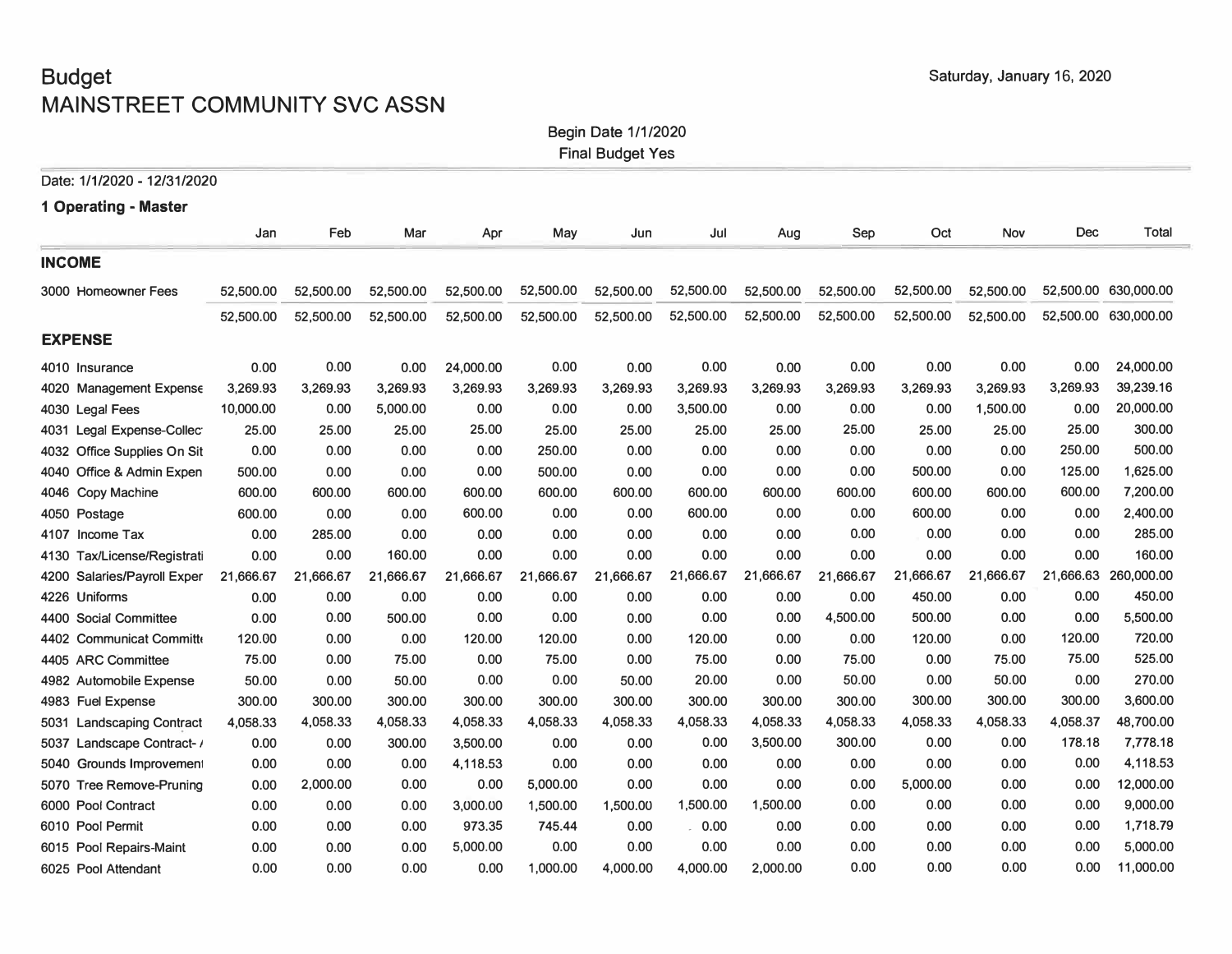# Budget
## MAINSTREET COMMUNITY SVC ASSN

Saturday, January 16, 2020

Begin Date 1/1/2020
Final Budget Yes

Date: 1/1/2020 - 12/31/2020

**1 Operating - Master**

| | Jan | Feb | Mar | Apr | May | Jun | Jul | Aug | Sep | Oct | Nov | Dec | Total |
|---|---|---|---|---|---|---|---|---|---|---|---|---|---|
| **INCOME** | | | | | | | | | | | | | |
| 3000 Homeowner Fees | 52,500.00 | 52,500.00 | 52,500.00 | 52,500.00 | 52,500.00 | 52,500.00 | 52,500.00 | 52,500.00 | 52,500.00 | 52,500.00 | 52,500.00 | 52,500.00 | 630,000.00 |
| | 52,500.00 | 52,500.00 | 52,500.00 | 52,500.00 | 52,500.00 | 52,500.00 | 52,500.00 | 52,500.00 | 52,500.00 | 52,500.00 | 52,500.00 | 52,500.00 | 630,000.00 |
| **EXPENSE** | | | | | | | | | | | | | |
| 4010 Insurance | 0.00 | 0.00 | 0.00 | 24,000.00 | 0.00 | 0.00 | 0.00 | 0.00 | 0.00 | 0.00 | 0.00 | 0.00 | 24,000.00 |
| 4020 Management Expense | 3,269.93 | 3,269.93 | 3,269.93 | 3,269.93 | 3,269.93 | 3,269.93 | 3,269.93 | 3,269.93 | 3,269.93 | 3,269.93 | 3,269.93 | 3,269.93 | 39,239.16 |
| 4030 Legal Fees | 10,000.00 | 0.00 | 5,000.00 | 0.00 | 0.00 | 0.00 | 3,500.00 | 0.00 | 0.00 | 0.00 | 1,500.00 | 0.00 | 20,000.00 |
| 4031 Legal Expense-Collec | 25.00 | 25.00 | 25.00 | 25.00 | 25.00 | 25.00 | 25.00 | 25.00 | 25.00 | 25.00 | 25.00 | 25.00 | 300.00 |
| 4032 Office Supplies On Sit | 0.00 | 0.00 | 0.00 | 0.00 | 250.00 | 0.00 | 0.00 | 0.00 | 0.00 | 0.00 | 0.00 | 250.00 | 500.00 |
| 4040 Office & Admin Expen | 500.00 | 0.00 | 0.00 | 0.00 | 500.00 | 0.00 | 0.00 | 0.00 | 0.00 | 500.00 | 0.00 | 125.00 | 1,625.00 |
| 4046 Copy Machine | 600.00 | 600.00 | 600.00 | 600.00 | 600.00 | 600.00 | 600.00 | 600.00 | 600.00 | 600.00 | 600.00 | 600.00 | 7,200.00 |
| 4050 Postage | 600.00 | 0.00 | 0.00 | 600.00 | 0.00 | 0.00 | 600.00 | 0.00 | 0.00 | 600.00 | 0.00 | 0.00 | 2,400.00 |
| 4107 Income Tax | 0.00 | 285.00 | 0.00 | 0.00 | 0.00 | 0.00 | 0.00 | 0.00 | 0.00 | 0.00 | 0.00 | 0.00 | 285.00 |
| 4130 Tax/License/Registrati | 0.00 | 0.00 | 160.00 | 0.00 | 0.00 | 0.00 | 0.00 | 0.00 | 0.00 | 0.00 | 0.00 | 0.00 | 160.00 |
| 4200 Salaries/Payroll Exper | 21,666.67 | 21,666.67 | 21,666.67 | 21,666.67 | 21,666.67 | 21,666.67 | 21,666.67 | 21,666.67 | 21,666.67 | 21,666.67 | 21,666.67 | 21,666.63 | 260,000.00 |
| 4226 Uniforms | 0.00 | 0.00 | 0.00 | 0.00 | 0.00 | 0.00 | 0.00 | 0.00 | 0.00 | 450.00 | 0.00 | 0.00 | 450.00 |
| 4400 Social Committee | 0.00 | 0.00 | 500.00 | 0.00 | 0.00 | 0.00 | 0.00 | 0.00 | 4,500.00 | 500.00 | 0.00 | 0.00 | 5,500.00 |
| 4402 Communicat Committ | 120.00 | 0.00 | 0.00 | 120.00 | 120.00 | 0.00 | 120.00 | 0.00 | 0.00 | 120.00 | 0.00 | 120.00 | 720.00 |
| 4405 ARC Committee | 75.00 | 0.00 | 75.00 | 0.00 | 75.00 | 0.00 | 75.00 | 0.00 | 75.00 | 0.00 | 75.00 | 75.00 | 525.00 |
| 4982 Automobile Expense | 50.00 | 0.00 | 50.00 | 0.00 | 0.00 | 50.00 | 20.00 | 0.00 | 50.00 | 0.00 | 50.00 | 0.00 | 270.00 |
| 4983 Fuel Expense | 300.00 | 300.00 | 300.00 | 300.00 | 300.00 | 300.00 | 300.00 | 300.00 | 300.00 | 300.00 | 300.00 | 300.00 | 3,600.00 |
| 5031 Landscaping Contract | 4,058.33 | 4,058.33 | 4,058.33 | 4,058.33 | 4,058.33 | 4,058.33 | 4,058.33 | 4,058.33 | 4,058.33 | 4,058.33 | 4,058.33 | 4,058.37 | 48,700.00 |
| 5037 Landscape Contract- / | 0.00 | 0.00 | 300.00 | 3,500.00 | 0.00 | 0.00 | 0.00 | 3,500.00 | 300.00 | 0.00 | 0.00 | 178.18 | 7,778.18 |
| 5040 Grounds Improvement | 0.00 | 0.00 | 0.00 | 4,118.53 | 0.00 | 0.00 | 0.00 | 0.00 | 0.00 | 0.00 | 0.00 | 0.00 | 4,118.53 |
| 5070 Tree Remove-Pruning | 0.00 | 2,000.00 | 0.00 | 0.00 | 5,000.00 | 0.00 | 0.00 | 0.00 | 0.00 | 5,000.00 | 0.00 | 0.00 | 12,000.00 |
| 6000 Pool Contract | 0.00 | 0.00 | 0.00 | 3,000.00 | 1,500.00 | 1,500.00 | 1,500.00 | 1,500.00 | 0.00 | 0.00 | 0.00 | 0.00 | 9,000.00 |
| 6010 Pool Permit | 0.00 | 0.00 | 0.00 | 973.35 | 745.44 | 0.00 | 0.00 | 0.00 | 0.00 | 0.00 | 0.00 | 0.00 | 1,718.79 |
| 6015 Pool Repairs-Maint | 0.00 | 0.00 | 0.00 | 5,000.00 | 0.00 | 0.00 | 0.00 | 0.00 | 0.00 | 0.00 | 0.00 | 0.00 | 5,000.00 |
| 6025 Pool Attendant | 0.00 | 0.00 | 0.00 | 0.00 | 1,000.00 | 4,000.00 | 4,000.00 | 2,000.00 | 0.00 | 0.00 | 0.00 | 0.00 | 11,000.00 |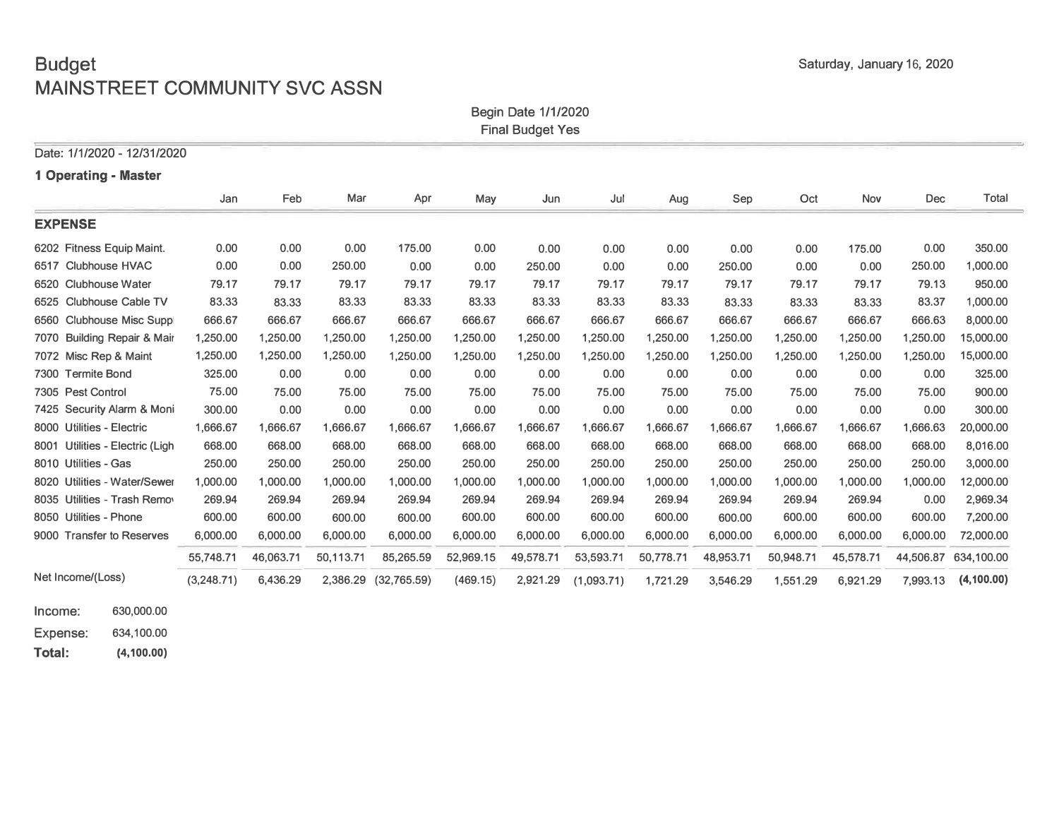# Budget
## MAINSTREET COMMUNITY SVC ASSN

Saturday, January 16, 2020

Begin Date 1/1/2020
Final Budget Yes

Date: 1/1/2020 - 12/31/2020

**1 Operating - Master**

| | Jan | Feb | Mar | Apr | May | Jun | Jul | Aug | Sep | Oct | Nov | Dec | Total |
|---|---|---|---|---|---|---|---|---|---|---|---|---|---|
| **EXPENSE** | | | | | | | | | | | | | |
| 6202 Fitness Equip Maint. | 0.00 | 0.00 | 0.00 | 175.00 | 0.00 | 0.00 | 0.00 | 0.00 | 0.00 | 0.00 | 175.00 | 0.00 | 350.00 |
| 6517 Clubhouse HVAC | 0.00 | 0.00 | 250.00 | 0.00 | 0.00 | 250.00 | 0.00 | 0.00 | 250.00 | 0.00 | 0.00 | 250.00 | 1,000.00 |
| 6520 Clubhouse Water | 79.17 | 79.17 | 79.17 | 79.17 | 79.17 | 79.17 | 79.17 | 79.17 | 79.17 | 79.17 | 79.17 | 79.13 | 950.00 |
| 6525 Clubhouse Cable TV | 83.33 | 83.33 | 83.33 | 83.33 | 83.33 | 83.33 | 83.33 | 83.33 | 83.33 | 83.33 | 83.33 | 83.37 | 1,000.00 |
| 6560 Clubhouse Misc Suppl | 666.67 | 666.67 | 666.67 | 666.67 | 666.67 | 666.67 | 666.67 | 666.67 | 666.67 | 666.67 | 666.67 | 666.63 | 8,000.00 |
| 7070 Building Repair & Mair | 1,250.00 | 1,250.00 | 1,250.00 | 1,250.00 | 1,250.00 | 1,250.00 | 1,250.00 | 1,250.00 | 1,250.00 | 1,250.00 | 1,250.00 | 1,250.00 | 15,000.00 |
| 7072 Misc Rep & Maint | 1,250.00 | 1,250.00 | 1,250.00 | 1,250.00 | 1,250.00 | 1,250.00 | 1,250.00 | 1,250.00 | 1,250.00 | 1,250.00 | 1,250.00 | 1,250.00 | 15,000.00 |
| 7300 Termite Bond | 325.00 | 0.00 | 0.00 | 0.00 | 0.00 | 0.00 | 0.00 | 0.00 | 0.00 | 0.00 | 0.00 | 0.00 | 325.00 |
| 7305 Pest Control | 75.00 | 75.00 | 75.00 | 75.00 | 75.00 | 75.00 | 75.00 | 75.00 | 75.00 | 75.00 | 75.00 | 75.00 | 900.00 |
| 7425 Security Alarm & Moni | 300.00 | 0.00 | 0.00 | 0.00 | 0.00 | 0.00 | 0.00 | 0.00 | 0.00 | 0.00 | 0.00 | 0.00 | 300.00 |
| 8000 Utilities - Electric | 1,666.67 | 1,666.67 | 1,666.67 | 1,666.67 | 1,666.67 | 1,666.67 | 1,666.67 | 1,666.67 | 1,666.67 | 1,666.67 | 1,666.67 | 1,666.63 | 20,000.00 |
| 8001 Utilities - Electric (Ligh | 668.00 | 668.00 | 668.00 | 668.00 | 668.00 | 668.00 | 668.00 | 668.00 | 668.00 | 668.00 | 668.00 | 668.00 | 8,016.00 |
| 8010 Utilities - Gas | 250.00 | 250.00 | 250.00 | 250.00 | 250.00 | 250.00 | 250.00 | 250.00 | 250.00 | 250.00 | 250.00 | 250.00 | 3,000.00 |
| 8020 Utilities - Water/Sewer | 1,000.00 | 1,000.00 | 1,000.00 | 1,000.00 | 1,000.00 | 1,000.00 | 1,000.00 | 1,000.00 | 1,000.00 | 1,000.00 | 1,000.00 | 1,000.00 | 12,000.00 |
| 8035 Utilities - Trash Remo | 269.94 | 269.94 | 269.94 | 269.94 | 269.94 | 269.94 | 269.94 | 269.94 | 269.94 | 269.94 | 269.94 | 0.00 | 2,969.34 |
| 8050 Utilities - Phone | 600.00 | 600.00 | 600.00 | 600.00 | 600.00 | 600.00 | 600.00 | 600.00 | 600.00 | 600.00 | 600.00 | 600.00 | 7,200.00 |
| 9000 Transfer to Reserves | 6,000.00 | 6,000.00 | 6,000.00 | 6,000.00 | 6,000.00 | 6,000.00 | 6,000.00 | 6,000.00 | 6,000.00 | 6,000.00 | 6,000.00 | 6,000.00 | 72,000.00 |
| | 55,748.71 | 46,063.71 | 50,113.71 | 85,265.59 | 52,969.15 | 49,578.71 | 53,593.71 | 50,778.71 | 48,953.71 | 50,948.71 | 45,578.71 | 44,506.87 | 634,100.00 |
| Net Income/(Loss) | (3,248.71) | 6,436.29 | 2,386.29 | (32,765.59) | (469.15) | 2,921.29 | (1,093.71) | 1,721.29 | 3,546.29 | 1,551.29 | 6,921.29 | 7,993.13 | **(4,100.00)** |

| | |
|---|---|
| Income: | 630,000.00 |
| Expense: | 634,100.00 |
| **Total:** | **(4,100.00)** |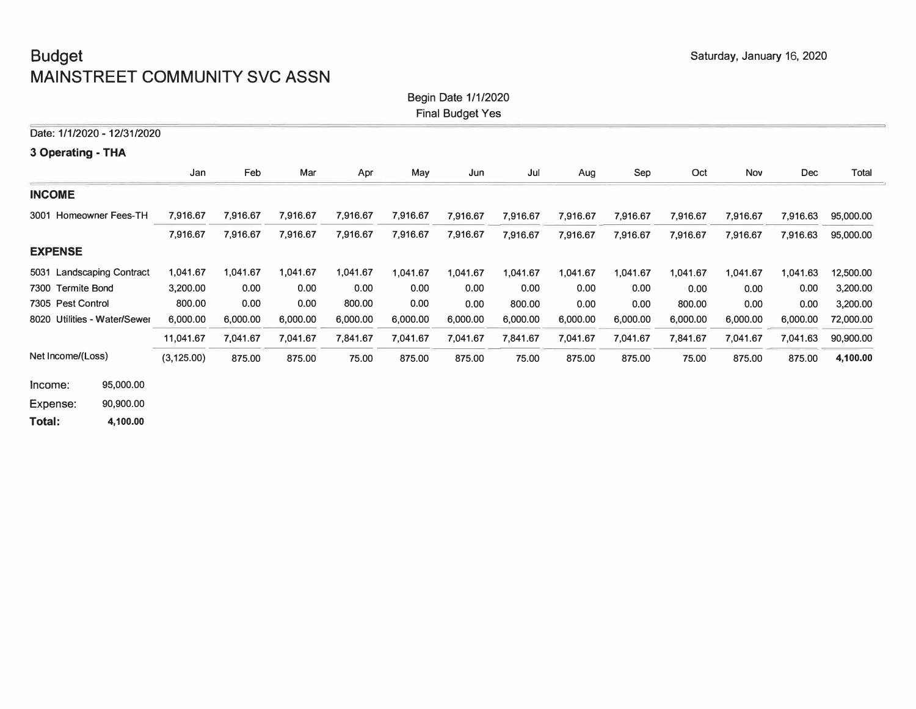# Budget
# MAINSTREET COMMUNITY SVC ASSN

Saturday, January 16, 2020

Begin Date 1/1/2020
Final Budget Yes

Date: 1/1/2020 - 12/31/2020

**3 Operating - THA**

| | Jan | Feb | Mar | Apr | May | Jun | Jul | Aug | Sep | Oct | Nov | Dec | Total |
|---|---|---|---|---|---|---|---|---|---|---|---|---|---|
| **INCOME** | | | | | | | | | | | | | |
| 3001 Homeowner Fees-TH | 7,916.67 | 7,916.67 | 7,916.67 | 7,916.67 | 7,916.67 | 7,916.67 | 7,916.67 | 7,916.67 | 7,916.67 | 7,916.67 | 7,916.67 | 7,916.63 | 95,000.00 |
| | 7,916.67 | 7,916.67 | 7,916.67 | 7,916.67 | 7,916.67 | 7,916.67 | 7,916.67 | 7,916.67 | 7,916.67 | 7,916.67 | 7,916.67 | 7,916.63 | 95,000.00 |
| **EXPENSE** | | | | | | | | | | | | | |
| 5031 Landscaping Contract | 1,041.67 | 1,041.67 | 1,041.67 | 1,041.67 | 1,041.67 | 1,041.67 | 1,041.67 | 1,041.67 | 1,041.67 | 1,041.67 | 1,041.67 | 1,041.63 | 12,500.00 |
| 7300 Termite Bond | 3,200.00 | 0.00 | 0.00 | 0.00 | 0.00 | 0.00 | 0.00 | 0.00 | 0.00 | 0.00 | 0.00 | 0.00 | 3,200.00 |
| 7305 Pest Control | 800.00 | 0.00 | 0.00 | 800.00 | 0.00 | 0.00 | 800.00 | 0.00 | 0.00 | 800.00 | 0.00 | 0.00 | 3,200.00 |
| 8020 Utilities - Water/Sewer | 6,000.00 | 6,000.00 | 6,000.00 | 6,000.00 | 6,000.00 | 6,000.00 | 6,000.00 | 6,000.00 | 6,000.00 | 6,000.00 | 6,000.00 | 6,000.00 | 72,000.00 |
| | 11,041.67 | 7,041.67 | 7,041.67 | 7,841.67 | 7,041.67 | 7,041.67 | 7,841.67 | 7,041.67 | 7,041.67 | 7,841.67 | 7,041.67 | 7,041.63 | 90,900.00 |
| Net Income/(Loss) | (3,125.00) | 875.00 | 875.00 | 75.00 | 875.00 | 875.00 | 75.00 | 875.00 | 875.00 | 75.00 | 875.00 | 875.00 | **4,100.00** |

Income: 95,000.00

Expense: 90,900.00

**Total: 4,100.00**